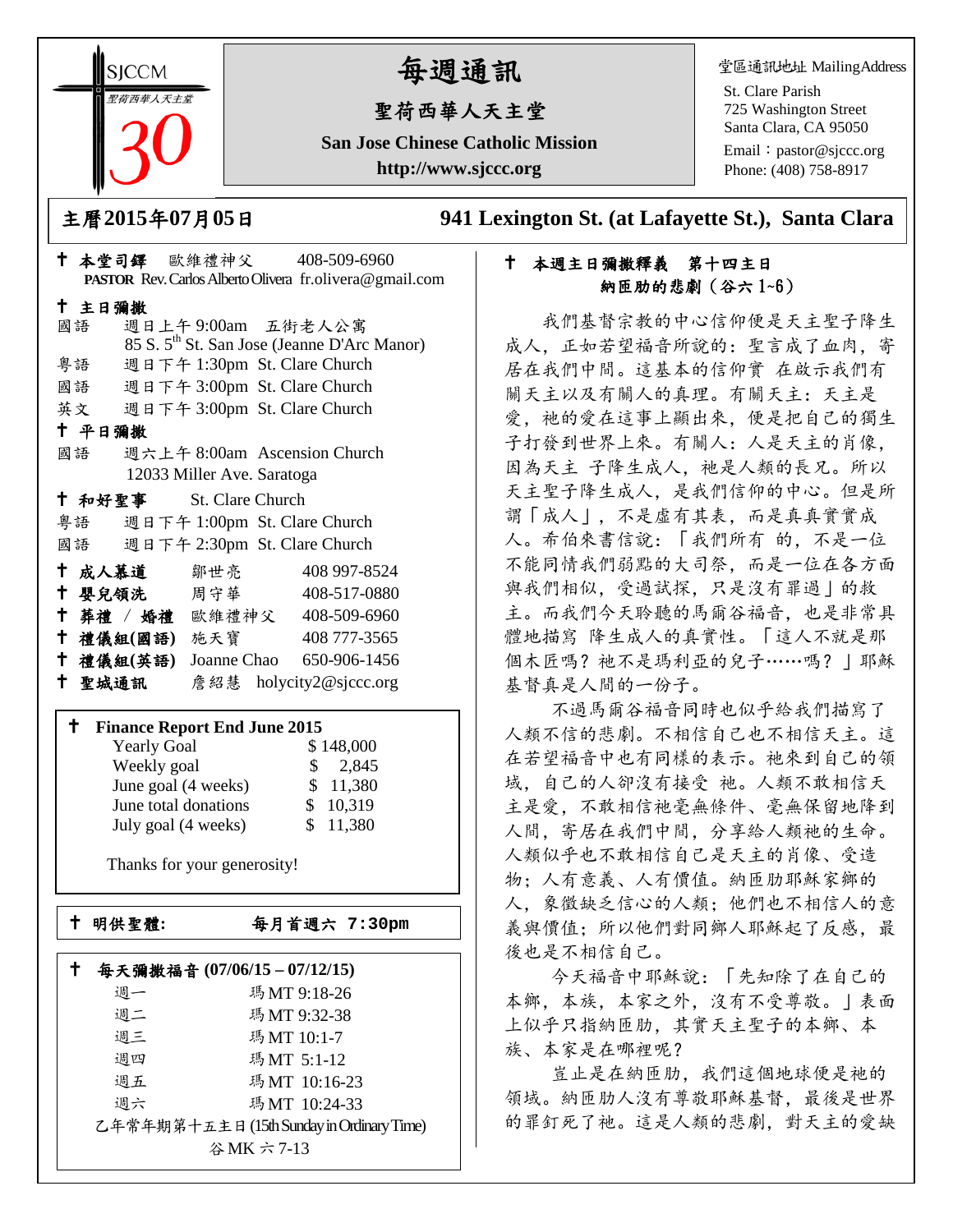SJCCM 聖荷西華人天主堂 30

# 每週通訊

## 聖荷西華人天主堂

**San Jose Chinese Catholic Mission**

**http://www.sjccc.org**

堂區通訊地址 MailingAddress
St. Clare Parish
725 Washington Street
Santa Clara, CA 95050
Email：pastor@sjccc.org
Phone: (408) 758-8917

**主曆2015年07月05日** **941 Lexington St. (at Lafayette St.), Santa Clara**

✝ **本堂司鐸** 歐維禮神父 408-509-6960
**PASTOR** Rev. Carlos Alberto Olivera fr.olivera@gmail.com

✝ **主日彌撒**
國語 週日上午 9:00am 五街老人公寓
85 S. 5th St. San Jose (Jeanne D'Arc Manor)
粵語 週日下午 1:30pm St. Clare Church
國語 週日下午 3:00pm St. Clare Church
英文 週日下午 3:00pm St. Clare Church

✝ **平日彌撒**
國語 週六上午 8:00am Ascension Church
12033 Miller Ave. Saratoga

✝ **和好聖事** St. Clare Church
粵語 週日下午 1:00pm St. Clare Church
國語 週日下午 2:30pm St. Clare Church

✝ **成人慕道** 鄒世亮 408 997-8524
✝ **嬰兒領洗** 周守華 408-517-0880
✝ **葬禮 / 婚禮** 歐維禮神父 408-509-6960
✝ **禮儀組(國語)** 施天寶 408 777-3565
✝ **禮儀組(英語)** Joanne Chao 650-906-1456
✝ **聖城通訊** 詹紹慧 holycity2@sjccc.org

✝ **Finance Report End June 2015**

| | |
|---|---|
| Yearly Goal | $ 148,000 |
| Weekly goal | $ 2,845 |
| June goal (4 weeks) | $ 11,380 |
| June total donations | $ 10,319 |
| July goal (4 weeks) | $ 11,380 |

Thanks for your generosity!

✝ **明供聖體: 每月首週六 7:30pm**

✝ **每天彌撒福音 (07/06/15 – 07/12/15)**

| | |
|---|---|
| 週一 | 瑪 MT 9:18-26 |
| 週二 | 瑪 MT 9:32-38 |
| 週三 | 瑪 MT 10:1-7 |
| 週四 | 瑪 MT 5:1-12 |
| 週五 | 瑪 MT 10:16-23 |
| 週六 | 瑪 MT 10:24-33 |

乙年常年期第十五主日 (15th Sunday in Ordinary Time)
谷 MK 六 7-13

✝ **本週主日彌撒釋義 第十四主日**
**納匝肋的悲劇（谷六 1~6）**

我們基督宗教的中心信仰便是天主聖子降生成人，正如若望福音所說的：聖言成了血肉，寄居在我們中間。這基本的信仰實 在啟示我們有關天主以及有關人的真理。有關天主：天主是愛，祂的愛在這事上顯出來，便是把自己的獨生子打發到世界上來。有關人：人是天主的肖像，因為天主 子降生成人，祂是人類的長兄。所以天主聖子降生成人，是我們信仰的中心。但是所謂「成人」，不是虛有其表，而是真真實實成人。希伯來書信說：「我們所有 的，不是一位不能同情我們弱點的大司祭，而是一位在各方面與我們相似，受過試探，只是沒有罪過」的救主。而我們今天聆聽的馬爾谷福音，也是非常具體地描寫 降生成人的真實性。「這人不就是那個木匠嗎？祂不是瑪利亞的兒子……嗎？」耶穌基督真是人間的一份子。

不過馬爾谷福音同時也似乎給我們描寫了人類不信的悲劇。不相信自己也不相信天主。這在若望福音中也有同樣的表示。祂來到自己的領域，自己的人卻沒有接受 祂。人類不敢相信天主是愛，不敢相信祂毫無條件、毫無保留地降到人間，寄居在我們中間，分享給人類祂的生命。人類似乎也不敢相信自己是天主的肖像、受造物；人有意義、人有價值。納匝肋耶穌家鄉的人，象徵缺乏信心的人類；他們也不相信人的意義與價值；所以他們對同鄉人耶穌起了反感，最後也是不相信自己。

今天福音中耶穌說：「先知除了在自己的本鄉，本族，本家之外，沒有不受尊敬。」表面上似乎只指納匝肋，其實天主聖子的本鄉、本族、本家是在哪裡呢？

豈止是在納匝肋，我們這個地球便是祂的領域。納匝肋人沒有尊敬耶穌基督，最後是世界的罪釘死了祂。這是人類的悲劇，對天主的愛缺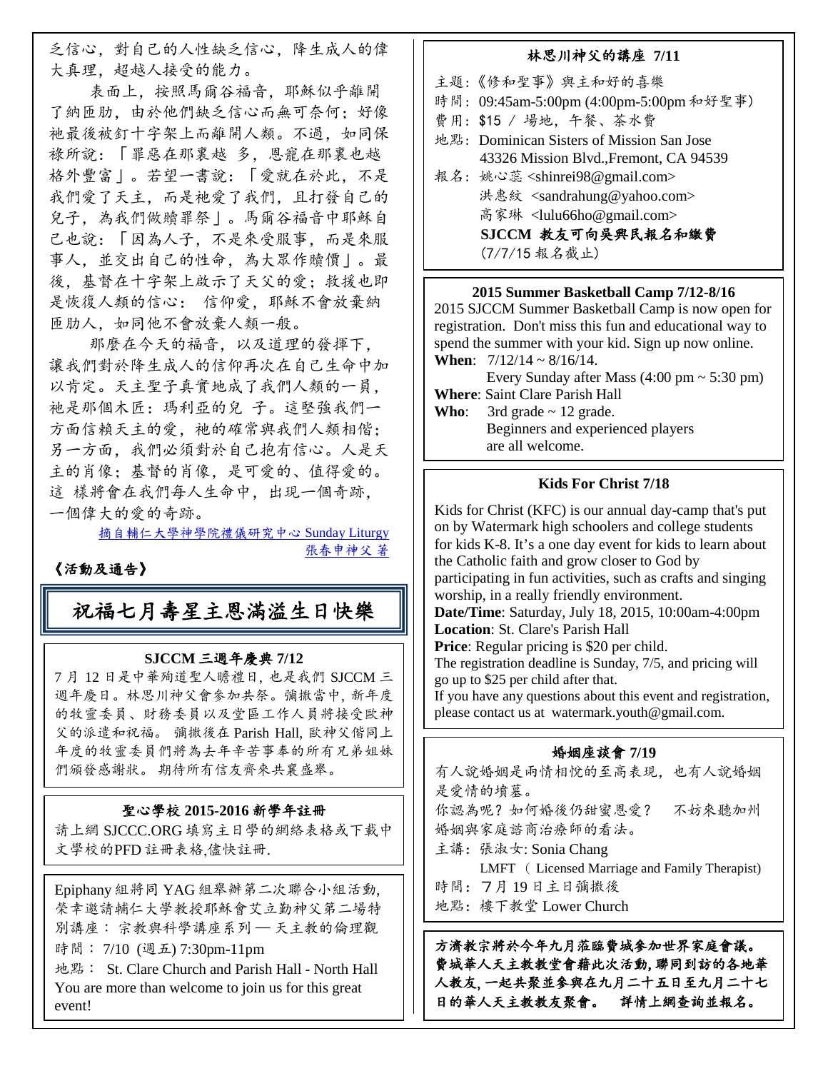乏信心，對自己的人性缺乏信心，降生成人的偉大真理，超越人接受的能力。

表面上，按照馬爾谷福音，耶穌似乎離開了納匝肋，由於他們缺乏信心而無可奈何；好像祂最後被釘十字架上而離開人類。不過，如同保祿所說：「罪惡在那裏越 多，恩寵在那裏也越格外豐富」。若望一書說：「愛就在於此，不是我們愛了天主，而是祂愛了我們，且打發自己的兒子，為我們做贖罪祭」。馬爾谷福音中耶穌自己也說：「因為人子，不是來受服事，而是來服事人，並交出自己的性命，為大眾作贖價」。最後，基督在十字架上啟示了天父的愛；救援也即是恢復人類的信心： 信仰愛，耶穌不會放棄納匝肋人，如同他不會放棄人類一般。

那麼在今天的福音，以及道理的發揮下，讓我們對於降生成人的信仰再次在自己生命中加以肯定。天主聖子真實地成了我們人類的一員，祂是那個木匠：瑪利亞的兒 子。這堅強我們一方面信賴天主的愛，祂的確常與我們人類相偕；另一方面，我們必須對於自己抱有信心。人是天主的肖像；基督的肖像，是可愛的、值得愛的。這 樣將會在我們每人生命中，出現一個奇跡，一個偉大的愛的奇跡。

摘自輔仁大學神學院禮儀研究中心 Sunday Liturgy
張春申神父 著

**《活動及通告》**

## 祝福七月壽星主恩滿溢生日快樂

### SJCCM 三週年慶典 7/12

7 月 12 日是中華殉道聖人瞻禮日，也是我們 SJCCM 三週年慶日。林思川神父會參加共祭。彌撒當中，新年度的牧靈委員、財務委員以及堂區工作人員將接受歐神父的派遣和祝福。 彌撒後在 Parish Hall，歐神父偕同上年度的牧靈委員們將為去年辛苦事奉的所有兄弟姐妹們頒發感謝狀。 期待所有信友齊來共襄盛舉。

### 聖心學校 2015-2016 新學年註冊

請上網 SJCCC.ORG 填寫主日學的網絡表格或下載中文學校的PFD 註冊表格,儘快註冊.

Epiphany 組將同 YAG 組舉辦第二次聯合小組活動，榮幸邀請輔仁大學教授耶穌會艾立勤神父第二場特別講座： 宗教與科學講座系列 — 天主教的倫理觀
時間： 7/10 (週五) 7:30pm-11pm
地點： St. Clare Church and Parish Hall - North Hall
You are more than welcome to join us for this great event!

### 林思川神父的講座 7/11

主題:《修和聖事》與主和好的喜樂
時間: 09:45am-5:00pm (4:00pm-5:00pm 和好聖事)
費用: $15 / 場地，午餐、茶水費
地點: Dominican Sisters of Mission San Jose
43326 Mission Blvd.,Fremont, CA 94539
報名: 姚心蕊 <shinrei98@gmail.com>
洪惠紋 <sandrahung@yahoo.com>
高家琳 <lulu66ho@gmail.com>
**SJCCM 教友可向吳興民報名和繳費**
(7/7/15 報名截止)

### 2015 Summer Basketball Camp 7/12-8/16

2015 SJCCM Summer Basketball Camp is now open for registration. Don't miss this fun and educational way to spend the summer with your kid. Sign up now online.
**When**: 7/12/14 ~ 8/16/14.
Every Sunday after Mass (4:00 pm ~ 5:30 pm)
**Where**: Saint Clare Parish Hall
**Who**: 3rd grade ~ 12 grade.
Beginners and experienced players are all welcome.

### Kids For Christ 7/18

Kids for Christ (KFC) is our annual day-camp that's put on by Watermark high schoolers and college students for kids K-8. It's a one day event for kids to learn about the Catholic faith and grow closer to God by participating in fun activities, such as crafts and singing worship, in a really friendly environment.
**Date/Time**: Saturday, July 18, 2015, 10:00am-4:00pm
**Location**: St. Clare's Parish Hall
**Price**: Regular pricing is $20 per child.
The registration deadline is Sunday, 7/5, and pricing will go up to $25 per child after that.
If you have any questions about this event and registration, please contact us at watermark.youth@gmail.com.

### 婚姻座談會 7/19

有人說婚姻是兩情相悅的至高表現，也有人說婚姻是愛情的墳墓。
你認為呢？如何婚後仍甜蜜恩愛？ 不妨來聽加州婚姻與家庭諮商治療師的看法。
主講：張淑女: Sonia Chang
LMFT （ Licensed Marriage and Family Therapist)
時間： 7月 19 日主日彌撒後
地點：樓下教堂 Lower Church

**方濟教宗將於今年九月蒞臨費城參加世界家庭會議。費城華人天主教教堂會藉此次活動,聯同到訪的各地華人教友,一起共聚並參與在九月二十五日至九月二十七日的華人天主教教友聚會。 詳情上網查詢並報名。**